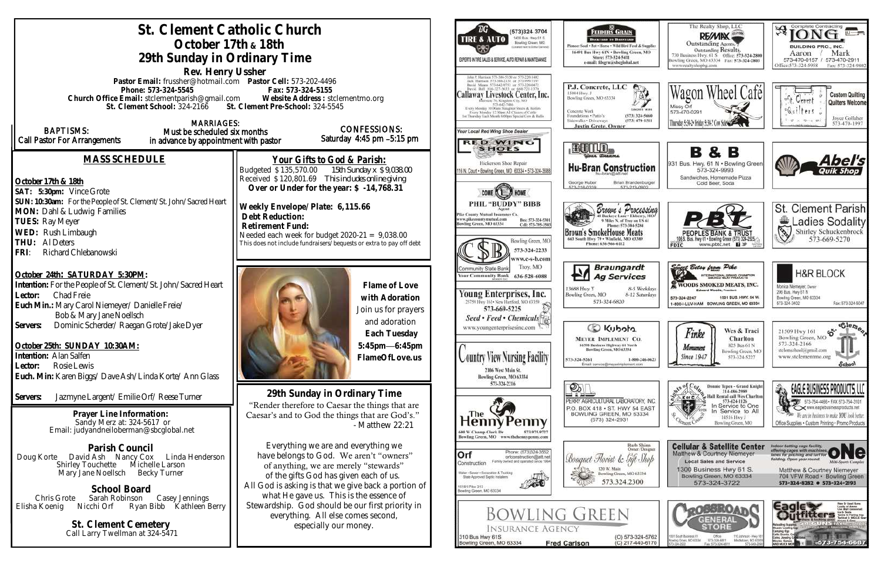# St. Clement Catholic Church

## October 17th & 18th

## 29th Sunday in Ordinary Time

**Rev. Henry Ussher**

**Pastor Email:** frussher@hotmail.com **Pastor Cell:** 573-202-4496
**Phone: 573-324-5545** **Fax: 573-324-5155**
**Church Office Email:** stclementparish@gmail.com **Website Address:** stclementmo.org
**St. Clement School:** 324-2166 **St. Clement Pre-School:** 324-5545

**BAPTISMS:** Call Pastor For Arrangements

**MARRIAGES:** Must be scheduled six months in advance by appointment with pastor

**CONFESSIONS:** Saturday 4:45 pm –5:15 pm

## MASS SCHEDULE

**October 17th & 18th**
**SAT: 5:30pm:** Vince Grote
**SUN: 10:30am:** For the People of St. Clement/St. John/Sacred Heart
**MON:** Dahl & Ludwig Families
**TUES:** Ray Meyer
**WED:** Rush Limbaugh
**THU:** Al Deters
**FRI**: Richard Chlebanowski

**October 24th: SATURDAY 5:30PM:**
**Intention:** For the People of St. Clement/St. John/Sacred Heart
**Lector:** Chad Freie
**Euch Min.:** Mary Carol Niemeyer/ Danielle Freie/ Bob & Mary Jane Noellsch
**Servers:** Dominic Scherder/ Raegan Grote/Jake Dyer

**October 25th: SUNDAY 10:30AM:**
**Intention:** Alan Salfen
**Lector:** Rosie Lewis
**Euch. Min:** Karen Biggs/ Dave Ash/Linda Korte/ Ann Glass

**Servers:** Jazmyne Largent/ Emilie Orf/ Reese Turner

**Prayer Line Information:**
Sandy Merz at: 324-5617 or
Email: judyandneiloberman@sbcglobal.net

**Parish Council**
Doug Korte David Ash Nancy Cox Linda Henderson
Shirley Touchette Michelle Larson
Mary Jane Noellsch Becky Turner

**School Board**
Chris Grote Sarah Robinson Casey Jennings
Elisha Koenig Nicchi Orf Ryan Bibb Kathleen Berry

**St. Clement Cemetery**
Call Larry Twellman at 324-5471

## Your Gifts to God & Parish:

Budgeted $135,570.00 15th Sunday x $9,038.00
Received $120,801.69 This includes online giving
**Over or Under for the year: $ -14,768.31**

**Weekly Envelope/Plate: 6,115.66**
**Debt Reduction:**
**Retirement Fund:**
Needed each week for budget 2020-21 = 9,038.00
This does not include fundraisers/bequests or extra to pay off debt

**Flame of Love with Adoration**
Join us for prayers and adoration
**Each Tuesday 5:45pm—6:45pm**
**FlameOfLove.us**

## 29th Sunday in Ordinary Time

"Render therefore to Caesar the things that are Caesar's and to God the things that are God's."
- Matthew 22:21

Everything we are and everything we have belongs to God. We aren't "owners" of anything, we are merely "stewards" of the gifts God has given each of us. All God is asking is that we give back a portion of what He gave us. This is the essence of Stewardship. God should be our first priority in everything. All else comes second, especially our money.

---

**BG Tire & Auto** (573)324-3704 1400 Bus. Hwy 61 S Bowling Green, MO — Experts in tire sales & service, auto repair & maintenance

**Feeders Grain** — Backyard to Barnyard. Pioneer Seed • Pet • Horse • Wild Bird Feed & Supplies. 16491 Bus Hwy 61N • Bowling Green, MO. Store: 573-324-5411. e-mail: fdsgrn@sbcglobal.net

**The Realty Shop, LLC RE/MAX** — Outstanding Agents. Outstanding Results. 730 Business Hwy. 61 S Office: 573-324-2800 Bowling Green, MO 63334 Fax: 573-324-2803 www.realtyshopbg.com

**Complete Contracting LONG Building Pro., Inc.** Aaron 573-470-0157 / Mark 573-470-2911 Office: 573-324-5958 Fax: 573-324-9802

**Callaway Livestock Center, Inc.** — John F. Harrison 573-386-5150; Jack Harrison 573-386-2138; David Means 573-642-9753; David Bell 816-327-5633. Interstate 70, Kingdom City, MO 573-642-7486. Every Monday 10:00am Slaughter Steers & Heifers. Every Monday 12:30pm All Classes of Cattle. 1st Thursday Each Month 6:00pm Special Cow & Bulls

**P.J. Concrete, LLC** — 15084 Hwy J, Bowling Green, MO 63334. Concrete Work, Foundations • Patios, Sidewalks • Driveways. (573) 324-5660, (573) 470-1511. Justin Grote, Owner

**Wagon Wheel Café** — Missy Orf 573-470-0291. Thursday 5:30-2 • Friday 5:30-2 Cow Sale

**St. Clement Quilters** — Custom Quilting. Quilters Welcome. Joyce Colliher 573-470-1997

**Your Local Red Wing Shoe Dealer — Red Wing Shoes** — Hickerson Shoe Repair, 116 N. Court • Bowling Green, MO 63334 • 573-324-3688

**Build Your Dreams — Hu-Bran Construction** — hu-bran@att.net. George Huber 573-216-0339, Brian Brandenburger 573-213-0802

**B & B** — 931 Bus. Hwy. 61 N • Bowling Green, 573-324-9993. Sandwiches, Homemade Pizza, Cold Beer, Soda

**Abel's Quik Shop**

**Come Home — Phil "Buddy" Bibb**, Agent. Pike County Mutual Insurance Co. www.pikecountymutual.com. Bus: 573-324-5301, Cell: 573-795-3503. Bowling Green, MO 63334

**Brown's Processing** — 48 Buckeye Lane • Eolia, MO. 9 Miles N. of Troy on US 61. Phone: 573-384-5284. **Brown's SmokeHouse Meats** — 663 South Hwy 79 • Winfield, MO 63389. Phone: 636-566-6112

**PBT Peoples Bank & Trust** — 1065 S. Bus. Hwy 61 • Bowling Green (573) 324-2525. www.pbtc.net. Member FDIC

**St. Clement Parish Ladies Sodality** — Shirley Schuckenbrock 573-669-5270

**Community State Bank** — Your Community Bank. Bowling Green, MO 573-324-2233. www.c-s-b.com. Troy, MO 636-528-6088

**Braungardt Ag Services** — 13688 Hwy Y, Bowling Green, MO. 8-5 Weekdays, 8-12 Saturdays. 573-324-6820

**Sweet Betsy from Pike — Woods Smoked Meats, Inc.** — International Grand Champion Smoked Meat Products. Edward Woods, President. 573-324-2247. 1501 Bus. Hwy. 54 W. 1-800-I-LUV-HAM Bowling Green, MO 63334

**H&R Block** — Monica Niemeyer, Owner. 206 Bus. Hwy 61 N, Bowling Green, MO 63334. 573-324-3402. Fax: 573-324-5047

**Young Enterprises, Inc.** — 25759 Hwy 161 • New Hartford, MO 63359. 573-669-5225. Seed • Feed • Chemicals. www.youngenterprisesinc.com

**Kubota — Meyer Implement Co.** — 16398 Business Highway 61 North, Bowling Green, MO 63334. 573-324-5261, 1-800-246-0623. Email: service@meyerimplement.com

**Finke Monument** — Since 1947. Wes & Traci Charlton. 825 Bus 61 N, Bowling Green, MO. 573-324-5227

**St. Clement School** — 21509 Hwy 161, Bowling Green, MO 573-324-2166. stcleschool@gmail.com. www.stclementmo.org

**Country View Nursing Facility** — 2106 West Main St., Bowling Green, MO 63334. 573-324-2216

**Perry Agricultural Laboratory, Inc.** — P.O. Box 418 • St. Hwy 54 East, Bowling Green, MO 63334. (573) 324-2931

**Knights of Columbus** — Donnie Tepen - Grand Knight 314-486-2989. Hall Rental call Wes Charlton 573-424-1126. In Service to One, In Service to All. 14516 Hwy J, Bowling Green, MO. St. Clement Council

**Eagle Business Products, LLC** — 573-754-4486 • Fax 573-754-3101. www.eaglebusinessproducts.net. We are in business to make YOU look better. Office Supplies • Custom Printing • Promo Products

**The Henny Penny** — 600 W Champ Clark Dr, Bowling Green, MO. 573.975.0727. www.thehennypenny.com

**Orf Construction** — Phone: (573)324-3552, orfconstruction@att.net. Family owned and operated since 1964. Water • Sewer • Excavation & Trucking. State Approved Septic Installers. 16161 Pike 313, Bowling Green, MO 63334

**Bouquet Florist & Gift Shop** — Barb Shinn, Owner/Designer. 120 W. Main, Bowling Green, MO 63334. 573.324.2300

**Cellular & Satellite Center** — Matthew & Courtney Niemeyer. Local Sales and Service. 1300 Business Hwy 61 S., Bowling Green, MO 63334. 573-324-3722

**ONE Mini-Sports Complex** — Indoor batting cage facility, offering cages with machines, lanes for pitching and turf for fielding. Open year round. Matthew & Courtney Niemeyer, 704 VFW Road • Bowling Green. 573-324-8282 • 573-324-2193

**Bowling Green Insurance Agency** — 310 Bus Hwy 61S, Bowling Green, MO 63334. Fred Carlson. (O) 573-324-5762, (C) 217-440-6170

**Crossroads General Store** — 1001 South Business 61, Bowling Green, MO 63334, 573-324-2022. Office 573-324-6811, Fax 573-324-6811. 110 Johnson - Hwy 161, Middletown, MO 63359, 573-549-2900

**Eagle Outfitters** — Guns • Ammo • Reloading Supplies. 573-754-6687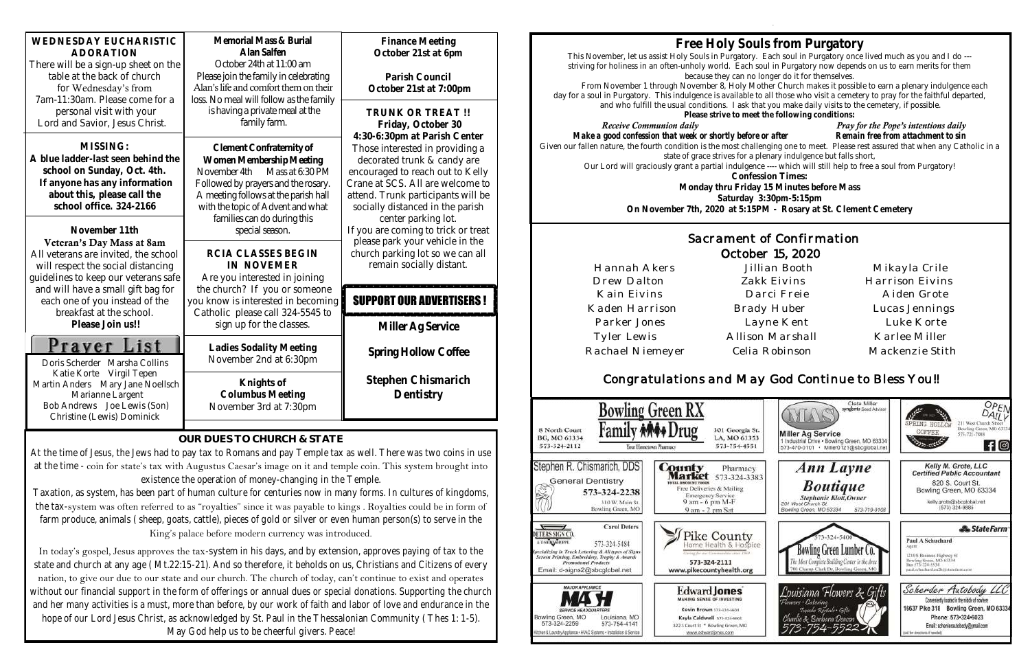**WEDNESDAY EUCHARISTIC ADORATION**

There will be a sign-up sheet on the table at the back of church for Wednesday's from 7am-11:30am. Please come for a personal visit with your Lord and Savior, Jesus Christ.

**MISSING:**

**A blue ladder-last seen behind the school on Sunday, Oct. 4th. If anyone has any information about this, please call the school office. 324-2166**

**November 11th**

**Veteran's Day Mass at 8am**

All veterans are invited, the school will respect the social distancing guidelines to keep our veterans safe and will have a small gift bag for each one of you instead of the breakfast at the school.

**Please Join us!!**

## Prayer List

Doris Scherder Marsha Collins
Katie Korte Virgil Tepen
Martin Anders Mary Jane Noellsch
Marianne Largent
Bob Andrews Joe Lewis (Son)
Christine (Lewis) Dominick

**Memorial Mass & Burial**
**Alan Salfen**

October 24th at 11:00 am

Please join the family in celebrating Alan's life and comfort them on their loss. No meal will follow as the family is having a private meal at the family farm.

**Clement Confraternity of Women Membership Meeting**

November 4th Mass at 6:30 PM

Followed by prayers and the rosary. A meeting follows at the parish hall with the topic of Advent and what families can do during this special season.

**RCIA CLASSES BEGIN IN NOVEMER**

Are you interested in joining the church? If you or someone you know is interested in becoming Catholic please call 324-5545 to sign up for the classes.

**Ladies Sodality Meeting**
November 2nd at 6:30pm

**Knights of Columbus Meeting**
November 3rd at 7:30pm

**Finance Meeting**
**October 21st at 6pm**

**Parish Council**
**October 21st at 7:00pm**

**TRUNK OR TREAT !!**
**Friday, October 30**
**4:30-6:30pm at Parish Center**

Those interested in providing a decorated trunk & candy are encouraged to reach out to Kelly Crane at SCS. All are welcome to attend. Trunk participants will be socially distanced in the parish center parking lot.

If you are coming to trick or treat please park your vehicle in the church parking lot so we can all remain socially distant.

**SUPPORT OUR ADVERTISERS !**

**Miller Ag Service**

**Spring Hollow Coffee**

**Stephen Chismarich Dentistry**

## OUR DUES TO CHURCH & STATE

At the time of Jesus, the Jews had to pay tax to Romans and pay Temple tax as well. There was two coins in use at the time - coin for state's tax with Augustus Caesar's image on it and temple coin. This system brought into existence the operation of money-changing in the Temple.

Taxation, as system, has been part of human culture for centuries now in many forms. In cultures of kingdoms, the tax-system was often referred to as "royalties" since it was payable to kings . Royalties could be in form of farm produce, animals ( sheep, goats, cattle), pieces of gold or silver or even human person(s) to serve in the King's palace before modern currency was introduced.

In today's gospel, Jesus approves the tax-system in his days, and by extension, approves paying of tax to the state and church at any age ( Mt.22:15-21). And so therefore, it beholds on us, Christians and Citizens of every nation, to give our due to our state and our church. The church of today, can't continue to exist and operates without our financial support in the form of offerings or annual dues or special donations. Supporting the church and her many activities is a must, more than before, by our work of faith and labor of love and endurance in the hope of our Lord Jesus Christ, as acknowledged by St. Paul in the Thessalonian Community ( Thes 1: 1-5). May God help us to be cheerful givers. Peace!

## Free Holy Souls from Purgatory

This November, let us assist Holy Souls in Purgatory. Each soul in Purgatory once lived much as you and I do --- striving for holiness in an often-unholy world. Each soul in Purgatory now depends on us to earn merits for them because they can no longer do it for themselves.

From November 1 through November 8, Holy Mother Church makes it possible to earn a plenary indulgence each day for a soul in Purgatory. This indulgence is available to all those who visit a cemetery to pray for the faithful departed, and who fulfill the usual conditions. I ask that you make daily visits to the cemetery, if possible.

**Please strive to meet the following conditions:**

*Receive Communion daily* — *Pray for the Pope's intentions daily*
*Make a good confession that week or shortly before or after* — *Remain free from attachment to sin*

Given our fallen nature, the fourth condition is the most challenging one to meet. Please rest assured that when any Catholic in a state of grace strives for a plenary indulgence but falls short,

Our Lord will graciously grant a partial indulgence ---- which will still help to free a soul from Purgatory!

**Confession Times:**
**Monday thru Friday 15 Minutes before Mass**
**Saturday 3:30pm-5:15pm**
**On November 7th, 2020 at 5:15PM - Rosary at St. Clement Cemetery**

## Sacrament of Confirmation
## October 15, 2020

| | | |
|---|---|---|
| Hannah Akers | Jillian Booth | Mikayla Crile |
| Drew Dalton | Zakk Eivins | Harrison Eivins |
| Kain Eivins | Darci Freie | Aiden Grote |
| Kaden Harrison | Brady Huber | Lucas Jennings |
| Parker Jones | Layne Kent | Luke Korte |
| Tyler Lewis | Allison Marshall | Karlee Miller |
| Rachael Niemeyer | Celia Robinson | Mackenzie Stith |

### Congratulations and May God Continue to Bless You!!

Bowling Green RX Family Drug — Your Hometown Pharmacy — 8 North Court, BG, MO 63334, 573-324-2112 — 301 Georgia St., LA, MO 63353, 573-754-4551

Miller Ag Service — Cleta Miller, syngenta Seed Advisor — 1 Industrial Drive • Bowling Green, MO 63334 — 573-470-0101 • Miller0121@sbcglobal.net

Spring Hollow Coffee — Open Daily — 211 West Church Street, Bowling Green, MO 63334 — 573-721-7088

Stephen R. Chismarich, DDS — General Dentistry — 573-324-2238 — 310 W. Main St., Bowling Green, MO

County Market — Pharmacy 573-324-3383 — Free Deliveries & Mailing — Emergency Service — 9 am - 6 pm M-F — 9 am - 2 pm Sat

Ann Layne Boutique — Stephanie Klott, Owner — 201 West Church St., Bowling Green, MO 63334 — 573-719-3109

Kelly M. Grote, LLC — Certified Public Accountant — 820 S. Court St., Bowling Green, MO 63334 — kelly.grote@sbcglobal.net — (573) 324-8885

Deters Sign Co. & T-Shirt Shoppe — Carol Deters — 573-324-5484 — Specializing in Truck Lettering & All types of Signs, Screen Printing, Embroidery, Trophy & Awards, Promotional Products — Email: d-signs2@sbcglobal.net

Pike County Home Health & Hospice — 573-324-2111 — www.pikecountyhealth.org

Bowling Green Lumber Co. — 573-324-5400 — The Most Complete Building Center in the Area — 700 Champ Clark Dr, Bowling Green, MO

State Farm — Paul A Schuchard, Agent — 1219 S Business Highway 61, Bowling Green, MO 63334

Mash — Major Appliance Service Headquarters — Bowling Green, MO 573-324-2259 — Louisiana, MO 573-754-4141 — Kitchen & Laundry Appliances • HVAC Systems • Installation & Service

Edward Jones — Making Sense of Investing — Kevin Brown 573-324-6604 — Kayla Caldwell 573-324-6604 — 822 S Court St * Bowling Green, MO — www.edwardjones.com

Louisiana Flowers & Gifts — Flowers • Catering • Tuxedo Rentals • Gifts — Charlie & Barbara Deacon — 573-754-5522

Scherder Autobody LLC — Conveniently located in the middle of nowhere — 16637 Pike 318 Bowling Green, MO 63334 — Phone: 573•324•6023 — Email: scherderautobody@gmail.com